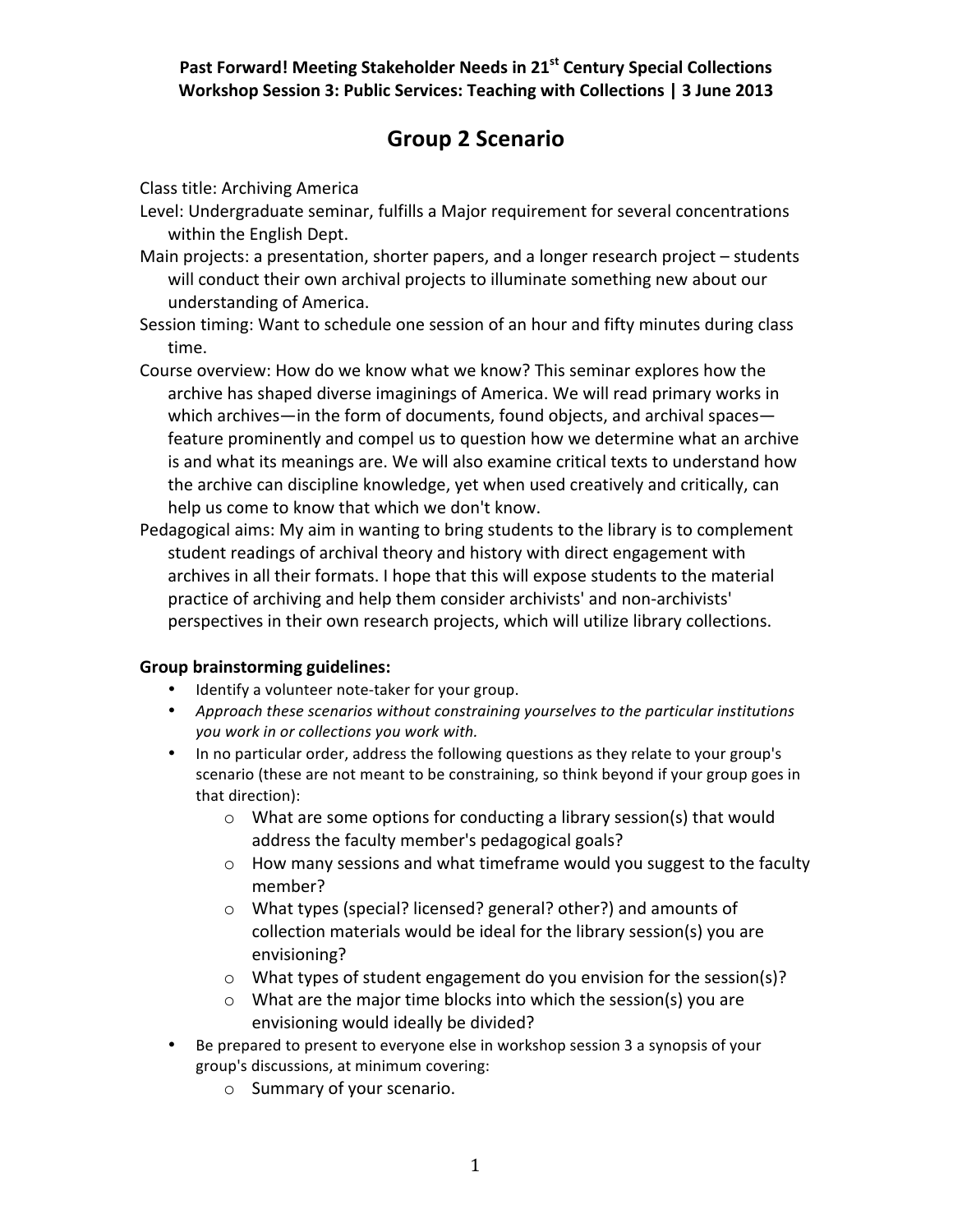**Past Forward! Meeting Stakeholder Needs in 21st Century Special Collections**
**Workshop Session 3: Public Services: Teaching with Collections | 3 June 2013**

# Group 2 Scenario

Class title: Archiving America

Level: Undergraduate seminar, fulfills a Major requirement for several concentrations within the English Dept.

Main projects: a presentation, shorter papers, and a longer research project – students will conduct their own archival projects to illuminate something new about our understanding of America.

Session timing: Want to schedule one session of an hour and fifty minutes during class time.

Course overview: How do we know what we know? This seminar explores how the archive has shaped diverse imaginings of America. We will read primary works in which archives—in the form of documents, found objects, and archival spaces—feature prominently and compel us to question how we determine what an archive is and what its meanings are. We will also examine critical texts to understand how the archive can discipline knowledge, yet when used creatively and critically, can help us come to know that which we don't know.

Pedagogical aims: My aim in wanting to bring students to the library is to complement student readings of archival theory and history with direct engagement with archives in all their formats. I hope that this will expose students to the material practice of archiving and help them consider archivists' and non-archivists' perspectives in their own research projects, which will utilize library collections.

**Group brainstorming guidelines:**

- Identify a volunteer note-taker for your group.
- *Approach these scenarios without constraining yourselves to the particular institutions you work in or collections you work with.*
- In no particular order, address the following questions as they relate to your group's scenario (these are not meant to be constraining, so think beyond if your group goes in that direction):
    - What are some options for conducting a library session(s) that would address the faculty member's pedagogical goals?
    - How many sessions and what timeframe would you suggest to the faculty member?
    - What types (special? licensed? general? other?) and amounts of collection materials would be ideal for the library session(s) you are envisioning?
    - What types of student engagement do you envision for the session(s)?
    - What are the major time blocks into which the session(s) you are envisioning would ideally be divided?
- Be prepared to present to everyone else in workshop session 3 a synopsis of your group's discussions, at minimum covering:
    - Summary of your scenario.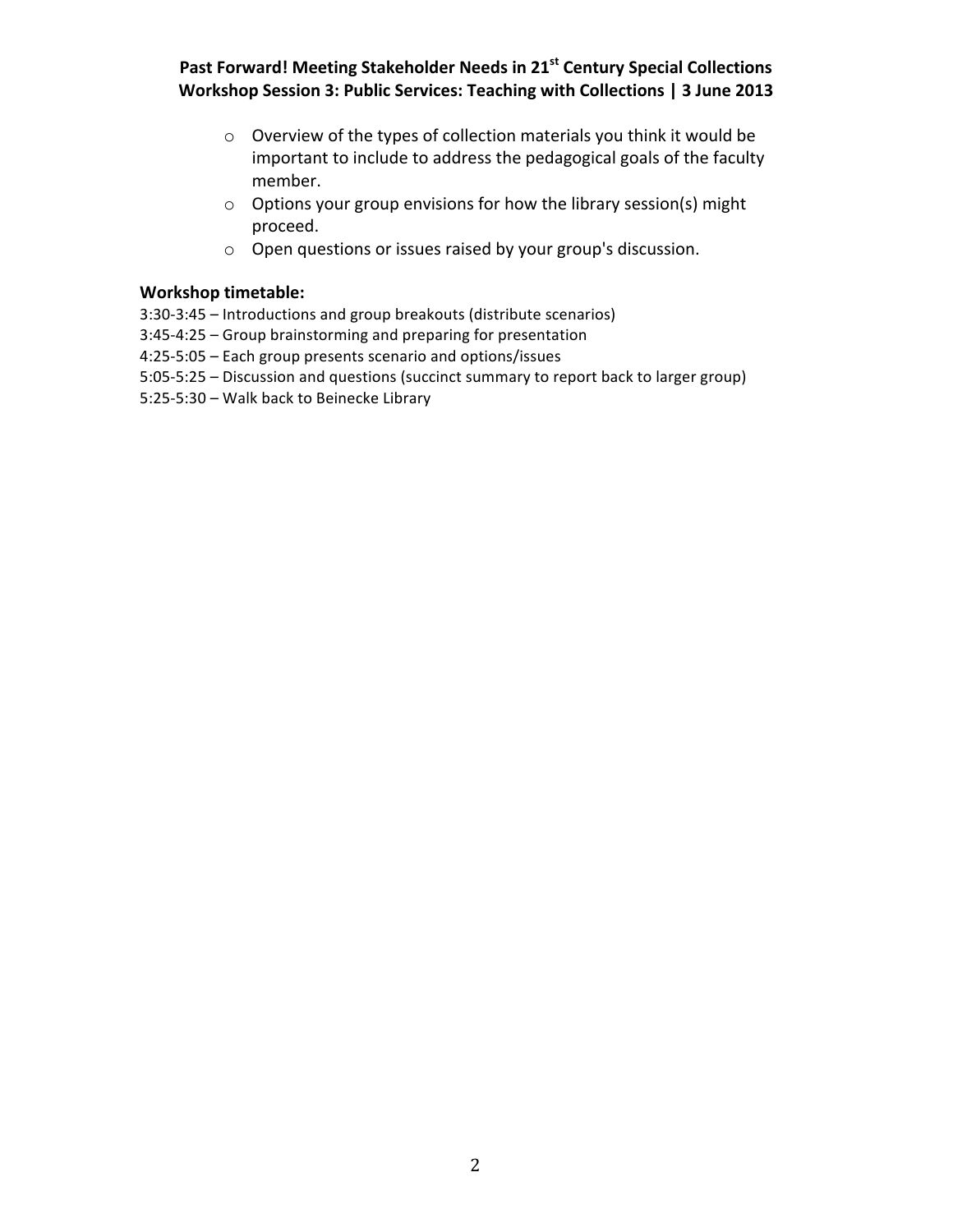- Overview of the types of collection materials you think it would be important to include to address the pedagogical goals of the faculty member.
- Options your group envisions for how the library session(s) might proceed.
- Open questions or issues raised by your group's discussion.

**Workshop timetable:**

3:30-3:45 – Introductions and group breakouts (distribute scenarios)
3:45-4:25 – Group brainstorming and preparing for presentation
4:25-5:05 – Each group presents scenario and options/issues
5:05-5:25 – Discussion and questions (succinct summary to report back to larger group)
5:25-5:30 – Walk back to Beinecke Library